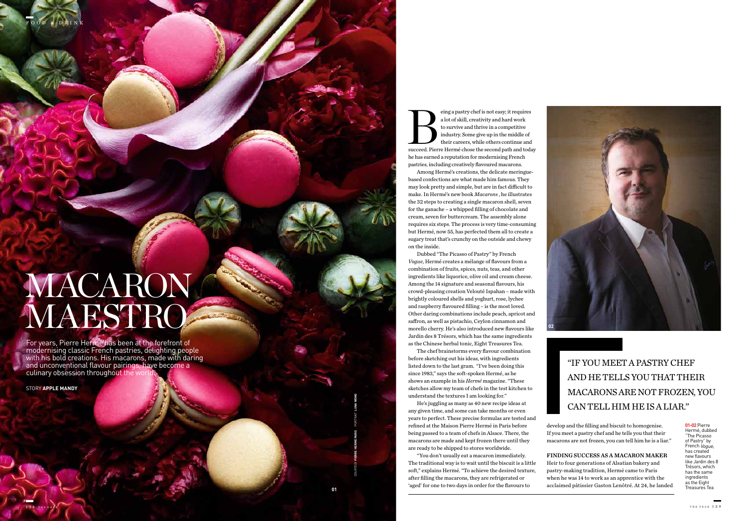# MACARON MAESTRO

For years, Pierre Hermé has been at the forefront of modernising classic French pastries, delighting people with his bold creations. His macarons, made with daring and unconventional flavour pairings, have become a culinary obsession throughout the world.

STORY **APPLE MANDY**

COURTESY **PIERRE HERMÉ PARIS** PORTRAIT **LUNA WONG**

Being a pastry chef is not easy; it requires a lot of skill, creativity and hard work to survive and thrive in a competitive industry. Some give up in the middle of their careers, while others continue and succeed. Pierre Hermé chose the second path and today he has earned a reputation for modernising French pastries, including creatively flavoured macarons.

Among Hermé's creations, the delicate meringue-based confections are what made him famous. They may look pretty and simple, but are in fact difficult to make. In Hermé's new book *Macarons*, he illustrates the 32 steps to creating a single macaron shell, seven for the ganache – a whipped filling of chocolate and cream, seven for buttercream. The assembly alone requires six steps. The process is very time-consuming but Hermé, now 55, has perfected them all to create a sugary treat that's crunchy on the outside and chewy on the inside.

Dubbed "The Picasso of Pastry" by French *Vogue*, Hermé creates a mélange of flavours from a combination of fruits, spices, nuts, teas, and other ingredients like liquorice, olive oil and cream cheese. Among the 14 signature and seasonal flavours, his crowd-pleasing creation Velouté Ispahan – made with brightly coloured shells and yoghurt, rose, lychee and raspberry flavoured filling – is the most loved. Other daring combinations include peach, apricot and saffron, as well as pistachio, Ceylon cinnamon and morello cherry. He's also introduced new flavours like Jardin des 8 Trésors, which has the same ingredients as the Chinese herbal tonic, Eight Treasures Tea.

The chef brainstorms every flavour combination before sketching out his ideas, with ingredients listed down to the last gram. "I've been doing this since 1983," says the soft-spoken Hermé, as he shows an example in his *Hermé* magazine. "These sketches allow my team of chefs in the test kitchen to understand the textures I am looking for."

He's juggling as many as 40 new recipe ideas at any given time, and some can take months or even years to perfect. These precise formulas are tested and refined at the Maison Pierre Hermé in Paris before being passed to a team of chefs in Alsace. There, the macarons are made and kept frozen there until they are ready to be shipped to stores worldwide.

"You don't usually eat a macaron immediately. The traditional way is to wait until the biscuit is a little soft," explains Hermé. "To achieve the desired texture, after filling the macarons, they are refrigerated or 'aged' for one to two days in order for the flavours to develop and the filling and biscuit to homogenise. If you meet a pastry chef and he tells you that their macarons are not frozen, you can tell him he is a liar."

> "IF YOU MEET A PASTRY CHEF AND HE TELLS YOU THAT THEIR MACARONS ARE NOT FROZEN, YOU CAN TELL HIM HE IS A LIAR."

### FINDING SUCCESS AS A MACARON MAKER

Heir to four generations of Alsatian bakery and pastry-making tradition, Hermé came to Paris when he was 14 to work as an apprentice with the acclaimed pâtissier Gaston Lenôtré. At 24, he landed

**01-02** Pierre Hermé, dubbed "The Picasso of Pastry" by French *Vogue*, has created new flavours like Jardin des 8 Trésors, which has the same ingredients as the Eight Treasures Tea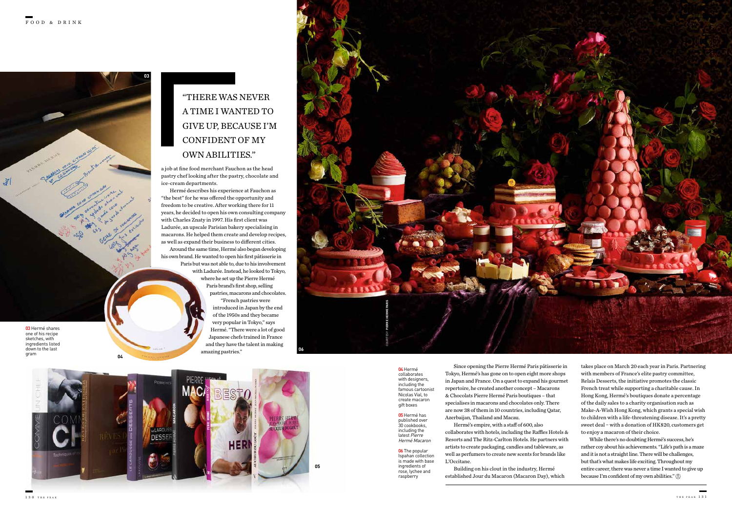> "THERE WAS NEVER A TIME I WANTED TO GIVE UP, BECAUSE I'M CONFIDENT OF MY OWN ABILITIES."

a job at fine food merchant Fauchon as the head pastry chef looking after the pastry, chocolate and ice-cream departments.

Hermé describes his experience at Fauchon as "the best" for he was offered the opportunity and freedom to be creative. After working there for 11 years, he decided to open his own consulting company with Charles Znaty in 1997. His first client was Ladurée, an upscale Parisian bakery specialising in macarons. He helped them create and develop recipes, as well as expand their business to different cities.

Around the same time, Hermé also began developing his own brand. He wanted to open his first pâtisserie in Paris but was not able to, due to his involvement with Ladurée. Instead, he looked to Tokyo, where he set up the Pierre Hermé Paris brand's first shop, selling pastries, macarons and chocolates.

"French pastries were introduced in Japan by the end of the 1950s and they became very popular in Tokyo," says Hermé. "There were a lot of good Japanese chefs trained in France and they have the talent in making amazing pastries."

Since opening the Pierre Hermé Paris pâtisserie in Tokyo, Hermé's has gone on to open eight more shops in Japan and France. On a quest to expand his gourmet repertoire, he created another concept – Macarons & Chocolats Pierre Hermé Paris boutiques – that specialises in macarons and chocolates only. There are now 38 of them in 10 countries, including Qatar, Azerbaijan, Thailand and Macau.

Hermé's empire, with a staff of 600, also collaborates with hotels, including the Raffles Hotels & Resorts and The Ritz-Carlton Hotels. He partners with artists to create packaging, candles and tableware, as well as perfumers to create new scents for brands like L'Occitane.

Building on his clout in the industry, Hermé established Jour du Macaron (Macaron Day), which takes place on March 20 each year in Paris. Partnering with members of France's elite pastry committee, Relais Desserts, the initiative promotes the classic French treat while supporting a charitable cause. In Hong Kong, Hermé's boutiques donate a percentage of the daily sales to a charity organisation such as Make-A-Wish Hong Kong, which grants a special wish to children with a life-threatening disease. It's a pretty sweet deal – with a donation of HK$20, customers get to enjoy a macaron of their choice.

While there's no doubting Hermé's success, he's rather coy about his achievements. "Life's path is a maze and it is not a straight line. There will be challenges, but that's what makes life exciting. Throughout my entire career, there was never a time I wanted to give up because I'm confident of my own abilities."

**03** Hermé shares one of his recipe sketches, with ingredients listed down to the last gram

**04** Hermé collaborates with designers, including the famous cartoonist Nicolas Vial, to create macaron gift boxes

**05** Hermé has published over 30 cookbooks, including the latest *Pierre Hermé Macaron*

**06** The popular Ispahan collection is made with base ingredients of rose, lychee and raspberry

COURTESY PIERRE HERMÉ PARIS